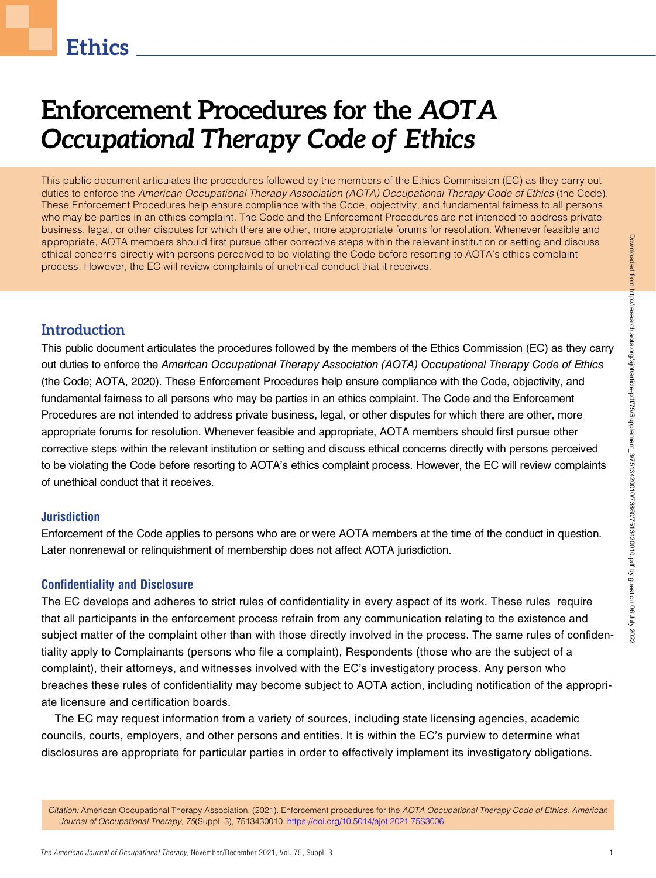# Enforcement Procedures for the *AOTA Occupational Therapy Code of Ethics*

This public document articulates the procedures followed by the members of the Ethics Commission (EC) as they carry out duties to enforce the *American Occupational Therapy Association (AOTA) Occupational Therapy Code of Ethics* (the Code). These Enforcement Procedures help ensure compliance with the Code, objectivity, and fundamental fairness to all persons who may be parties in an ethics complaint. The Code and the Enforcement Procedures are not intended to address private business, legal, or other disputes for which there are other, more appropriate forums for resolution. Whenever feasible and appropriate, AOTA members should first pursue other corrective steps within the relevant institution or setting and discuss ethical concerns directly with persons perceived to be violating the Code before resorting to AOTA's ethics complaint process. However, the EC will review complaints of unethical conduct that it receives.

## Introduction

This public document articulates the procedures followed by the members of the Ethics Commission (EC) as they carry out duties to enforce the *American Occupational Therapy Association (AOTA) Occupational Therapy Code of Ethics* (the Code; AOTA, 2020). These Enforcement Procedures help ensure compliance with the Code, objectivity, and fundamental fairness to all persons who may be parties in an ethics complaint. The Code and the Enforcement Procedures are not intended to address private business, legal, or other disputes for which there are other, more appropriate forums for resolution. Whenever feasible and appropriate, AOTA members should first pursue other corrective steps within the relevant institution or setting and discuss ethical concerns directly with persons perceived to be violating the Code before resorting to AOTA's ethics complaint process. However, the EC will review complaints of unethical conduct that it receives.

### Jurisdiction

Enforcement of the Code applies to persons who are or were AOTA members at the time of the conduct in question. Later nonrenewal or relinquishment of membership does not affect AOTA jurisdiction.

### Confidentiality and Disclosure

The EC develops and adheres to strict rules of confidentiality in every aspect of its work. These rules require that all participants in the enforcement process refrain from any communication relating to the existence and subject matter of the complaint other than with those directly involved in the process. The same rules of confidentiality apply to Complainants (persons who file a complaint), Respondents (those who are the subject of a complaint), their attorneys, and witnesses involved with the EC's investigatory process. Any person who breaches these rules of confidentiality may become subject to AOTA action, including notification of the appropriate licensure and certification boards.

The EC may request information from a variety of sources, including state licensing agencies, academic councils, courts, employers, and other persons and entities. It is within the EC's purview to determine what disclosures are appropriate for particular parties in order to effectively implement its investigatory obligations.

*Citation:* American Occupational Therapy Association. (2021). Enforcement procedures for the *AOTA Occupational Therapy Code of Ethics. American Journal of Occupational Therapy, 75*(Suppl. 3), 7513430010. https://doi.org/10.5014/ajot.2021.75S3006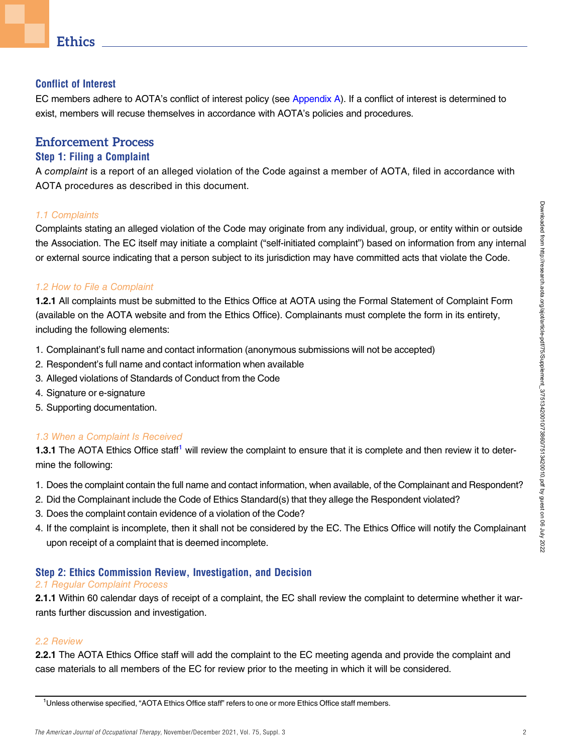### Conflict of Interest

EC members adhere to AOTA's conflict of interest policy (see Appendix A). If a conflict of interest is determined to exist, members will recuse themselves in accordance with AOTA's policies and procedures.

## Enforcement Process

### Step 1: Filing a Complaint

A *complaint* is a report of an alleged violation of the Code against a member of AOTA, filed in accordance with AOTA procedures as described in this document.

#### *1.1 Complaints*

Complaints stating an alleged violation of the Code may originate from any individual, group, or entity within or outside the Association. The EC itself may initiate a complaint ("self-initiated complaint") based on information from any internal or external source indicating that a person subject to its jurisdiction may have committed acts that violate the Code.

#### *1.2 How to File a Complaint*

**1.2.1** All complaints must be submitted to the Ethics Office at AOTA using the Formal Statement of Complaint Form (available on the AOTA website and from the Ethics Office). Complainants must complete the form in its entirety, including the following elements:

1. Complainant's full name and contact information (anonymous submissions will not be accepted)
2. Respondent's full name and contact information when available
3. Alleged violations of Standards of Conduct from the Code
4. Signature or e-signature
5. Supporting documentation.

#### *1.3 When a Complaint Is Received*

**1.3.1** The AOTA Ethics Office staff[1] will review the complaint to ensure that it is complete and then review it to determine the following:

1. Does the complaint contain the full name and contact information, when available, of the Complainant and Respondent?
2. Did the Complainant include the Code of Ethics Standard(s) that they allege the Respondent violated?
3. Does the complaint contain evidence of a violation of the Code?
4. If the complaint is incomplete, then it shall not be considered by the EC. The Ethics Office will notify the Complainant upon receipt of a complaint that is deemed incomplete.

### Step 2: Ethics Commission Review, Investigation, and Decision

#### *2.1 Regular Complaint Process*

**2.1.1** Within 60 calendar days of receipt of a complaint, the EC shall review the complaint to determine whether it warrants further discussion and investigation.

#### *2.2 Review*

**2.2.1** The AOTA Ethics Office staff will add the complaint to the EC meeting agenda and provide the complaint and case materials to all members of the EC for review prior to the meeting in which it will be considered.

[1] Unless otherwise specified, "AOTA Ethics Office staff" refers to one or more Ethics Office staff members.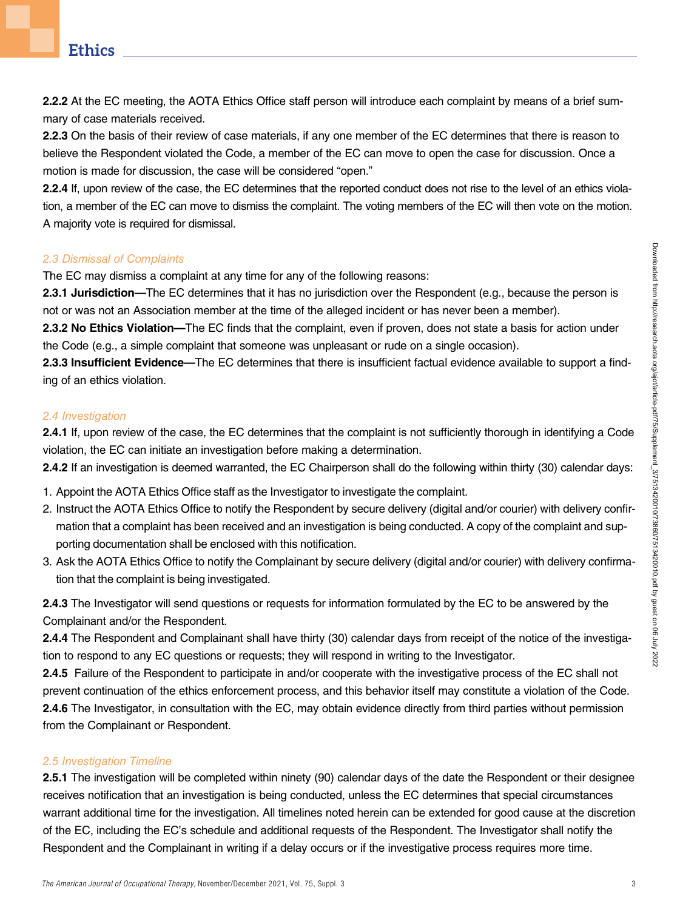**2.2.2** At the EC meeting, the AOTA Ethics Office staff person will introduce each complaint by means of a brief summary of case materials received.

**2.2.3** On the basis of their review of case materials, if any one member of the EC determines that there is reason to believe the Respondent violated the Code, a member of the EC can move to open the case for discussion. Once a motion is made for discussion, the case will be considered "open."

**2.2.4** If, upon review of the case, the EC determines that the reported conduct does not rise to the level of an ethics violation, a member of the EC can move to dismiss the complaint. The voting members of the EC will then vote on the motion. A majority vote is required for dismissal.

### *2.3 Dismissal of Complaints*

The EC may dismiss a complaint at any time for any of the following reasons:

**2.3.1 Jurisdiction—**The EC determines that it has no jurisdiction over the Respondent (e.g., because the person is not or was not an Association member at the time of the alleged incident or has never been a member).

**2.3.2 No Ethics Violation—**The EC finds that the complaint, even if proven, does not state a basis for action under the Code (e.g., a simple complaint that someone was unpleasant or rude on a single occasion).

**2.3.3 Insufficient Evidence—**The EC determines that there is insufficient factual evidence available to support a finding of an ethics violation.

### *2.4 Investigation*

**2.4.1** If, upon review of the case, the EC determines that the complaint is not sufficiently thorough in identifying a Code violation, the EC can initiate an investigation before making a determination.

**2.4.2** If an investigation is deemed warranted, the EC Chairperson shall do the following within thirty (30) calendar days:

1. Appoint the AOTA Ethics Office staff as the Investigator to investigate the complaint.
2. Instruct the AOTA Ethics Office to notify the Respondent by secure delivery (digital and/or courier) with delivery confirmation that a complaint has been received and an investigation is being conducted. A copy of the complaint and supporting documentation shall be enclosed with this notification.
3. Ask the AOTA Ethics Office to notify the Complainant by secure delivery (digital and/or courier) with delivery confirmation that the complaint is being investigated.

**2.4.3** The Investigator will send questions or requests for information formulated by the EC to be answered by the Complainant and/or the Respondent.

**2.4.4** The Respondent and Complainant shall have thirty (30) calendar days from receipt of the notice of the investigation to respond to any EC questions or requests; they will respond in writing to the Investigator.

**2.4.5** Failure of the Respondent to participate in and/or cooperate with the investigative process of the EC shall not prevent continuation of the ethics enforcement process, and this behavior itself may constitute a violation of the Code.

**2.4.6** The Investigator, in consultation with the EC, may obtain evidence directly from third parties without permission from the Complainant or Respondent.

### *2.5 Investigation Timeline*

**2.5.1** The investigation will be completed within ninety (90) calendar days of the date the Respondent or their designee receives notification that an investigation is being conducted, unless the EC determines that special circumstances warrant additional time for the investigation. All timelines noted herein can be extended for good cause at the discretion of the EC, including the EC's schedule and additional requests of the Respondent. The Investigator shall notify the Respondent and the Complainant in writing if a delay occurs or if the investigative process requires more time.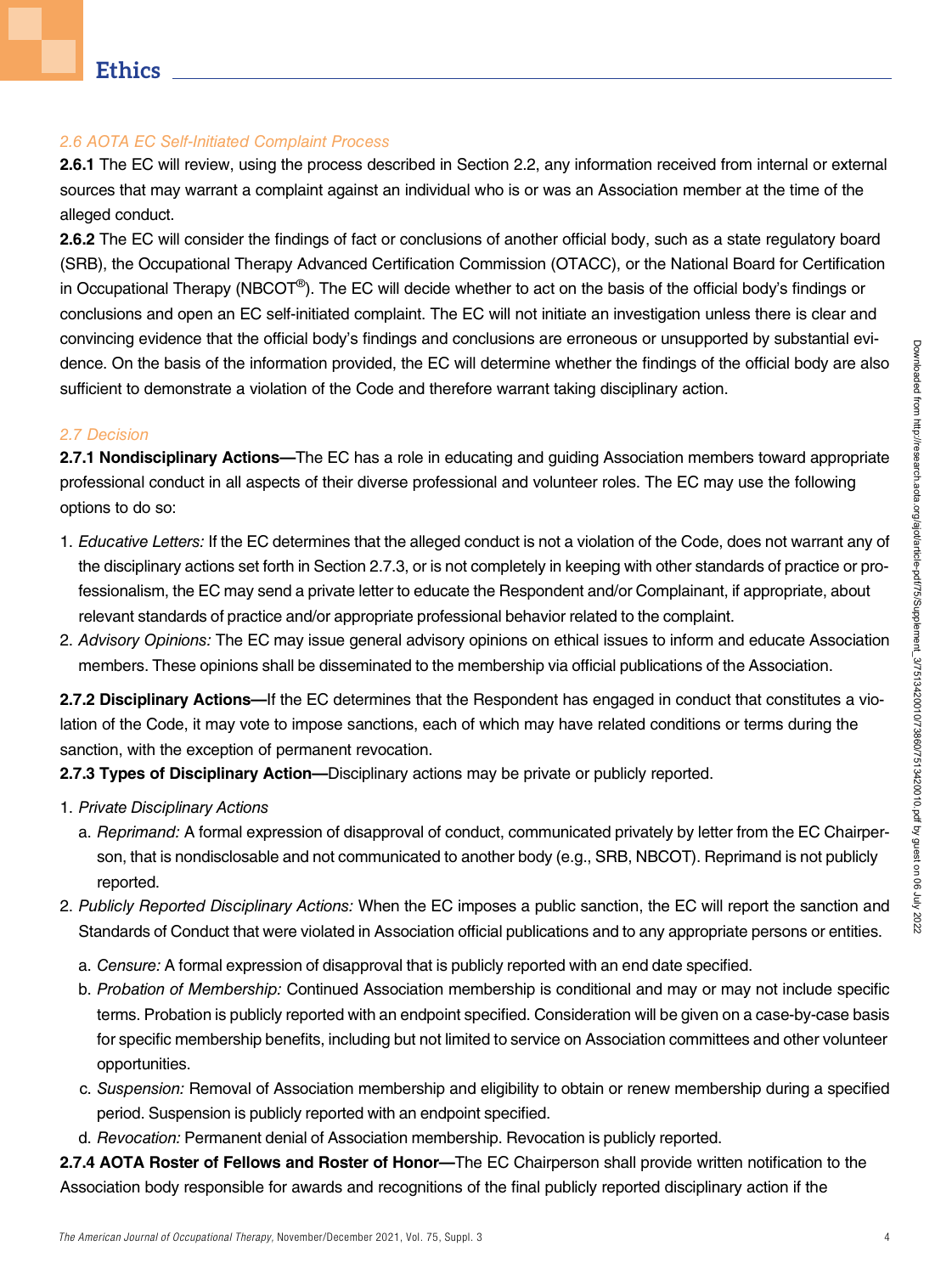### 2.6 AOTA EC Self-Initiated Complaint Process

**2.6.1** The EC will review, using the process described in Section 2.2, any information received from internal or external sources that may warrant a complaint against an individual who is or was an Association member at the time of the alleged conduct.

**2.6.2** The EC will consider the findings of fact or conclusions of another official body, such as a state regulatory board (SRB), the Occupational Therapy Advanced Certification Commission (OTACC), or the National Board for Certification in Occupational Therapy (NBCOT®). The EC will decide whether to act on the basis of the official body's findings or conclusions and open an EC self-initiated complaint. The EC will not initiate an investigation unless there is clear and convincing evidence that the official body's findings and conclusions are erroneous or unsupported by substantial evidence. On the basis of the information provided, the EC will determine whether the findings of the official body are also sufficient to demonstrate a violation of the Code and therefore warrant taking disciplinary action.

### 2.7 Decision

**2.7.1 Nondisciplinary Actions—**The EC has a role in educating and guiding Association members toward appropriate professional conduct in all aspects of their diverse professional and volunteer roles. The EC may use the following options to do so:

1. *Educative Letters:* If the EC determines that the alleged conduct is not a violation of the Code, does not warrant any of the disciplinary actions set forth in Section 2.7.3, or is not completely in keeping with other standards of practice or professionalism, the EC may send a private letter to educate the Respondent and/or Complainant, if appropriate, about relevant standards of practice and/or appropriate professional behavior related to the complaint.
2. *Advisory Opinions:* The EC may issue general advisory opinions on ethical issues to inform and educate Association members. These opinions shall be disseminated to the membership via official publications of the Association.

**2.7.2 Disciplinary Actions—**If the EC determines that the Respondent has engaged in conduct that constitutes a violation of the Code, it may vote to impose sanctions, each of which may have related conditions or terms during the sanction, with the exception of permanent revocation.

**2.7.3 Types of Disciplinary Action—**Disciplinary actions may be private or publicly reported.

1. *Private Disciplinary Actions*
   a. *Reprimand:* A formal expression of disapproval of conduct, communicated privately by letter from the EC Chairperson, that is nondisclosable and not communicated to another body (e.g., SRB, NBCOT). Reprimand is not publicly reported.
2. *Publicly Reported Disciplinary Actions:* When the EC imposes a public sanction, the EC will report the sanction and Standards of Conduct that were violated in Association official publications and to any appropriate persons or entities.
   a. *Censure:* A formal expression of disapproval that is publicly reported with an end date specified.
   b. *Probation of Membership:* Continued Association membership is conditional and may or may not include specific terms. Probation is publicly reported with an endpoint specified. Consideration will be given on a case-by-case basis for specific membership benefits, including but not limited to service on Association committees and other volunteer opportunities.
   c. *Suspension:* Removal of Association membership and eligibility to obtain or renew membership during a specified period. Suspension is publicly reported with an endpoint specified.
   d. *Revocation:* Permanent denial of Association membership. Revocation is publicly reported.

**2.7.4 AOTA Roster of Fellows and Roster of Honor—**The EC Chairperson shall provide written notification to the Association body responsible for awards and recognitions of the final publicly reported disciplinary action if the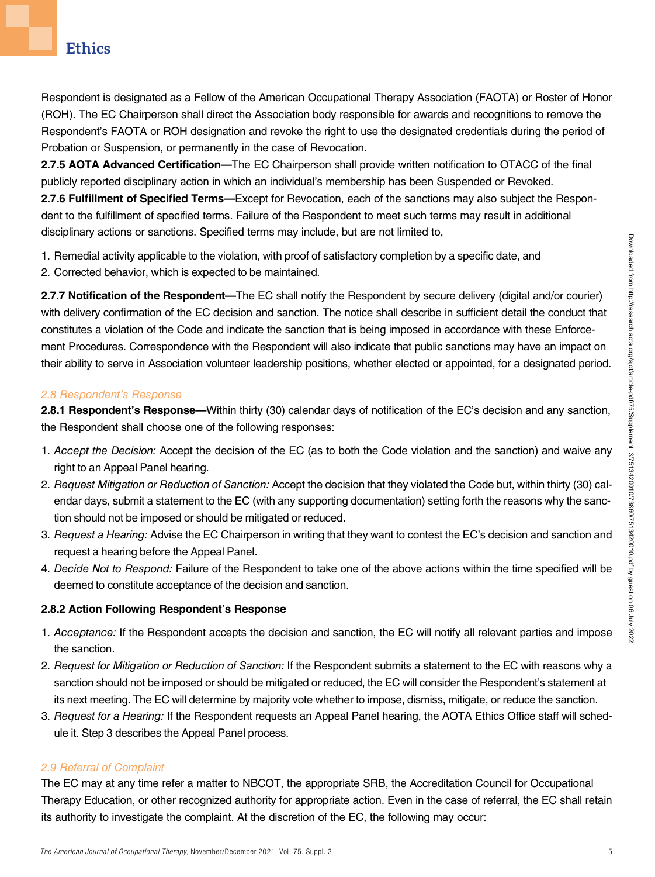Respondent is designated as a Fellow of the American Occupational Therapy Association (FAOTA) or Roster of Honor (ROH). The EC Chairperson shall direct the Association body responsible for awards and recognitions to remove the Respondent's FAOTA or ROH designation and revoke the right to use the designated credentials during the period of Probation or Suspension, or permanently in the case of Revocation.

**2.7.5 AOTA Advanced Certification—**The EC Chairperson shall provide written notification to OTACC of the final publicly reported disciplinary action in which an individual's membership has been Suspended or Revoked.

**2.7.6 Fulfillment of Specified Terms—**Except for Revocation, each of the sanctions may also subject the Respondent to the fulfillment of specified terms. Failure of the Respondent to meet such terms may result in additional disciplinary actions or sanctions. Specified terms may include, but are not limited to,

1. Remedial activity applicable to the violation, with proof of satisfactory completion by a specific date, and
2. Corrected behavior, which is expected to be maintained.

**2.7.7 Notification of the Respondent—**The EC shall notify the Respondent by secure delivery (digital and/or courier) with delivery confirmation of the EC decision and sanction. The notice shall describe in sufficient detail the conduct that constitutes a violation of the Code and indicate the sanction that is being imposed in accordance with these Enforcement Procedures. Correspondence with the Respondent will also indicate that public sanctions may have an impact on their ability to serve in Association volunteer leadership positions, whether elected or appointed, for a designated period.

### *2.8 Respondent's Response*

**2.8.1 Respondent's Response—**Within thirty (30) calendar days of notification of the EC's decision and any sanction, the Respondent shall choose one of the following responses:

1. *Accept the Decision:* Accept the decision of the EC (as to both the Code violation and the sanction) and waive any right to an Appeal Panel hearing.
2. *Request Mitigation or Reduction of Sanction:* Accept the decision that they violated the Code but, within thirty (30) calendar days, submit a statement to the EC (with any supporting documentation) setting forth the reasons why the sanction should not be imposed or should be mitigated or reduced.
3. *Request a Hearing:* Advise the EC Chairperson in writing that they want to contest the EC's decision and sanction and request a hearing before the Appeal Panel.
4. *Decide Not to Respond:* Failure of the Respondent to take one of the above actions within the time specified will be deemed to constitute acceptance of the decision and sanction.

**2.8.2 Action Following Respondent's Response**

1. *Acceptance:* If the Respondent accepts the decision and sanction, the EC will notify all relevant parties and impose the sanction.
2. *Request for Mitigation or Reduction of Sanction:* If the Respondent submits a statement to the EC with reasons why a sanction should not be imposed or should be mitigated or reduced, the EC will consider the Respondent's statement at its next meeting. The EC will determine by majority vote whether to impose, dismiss, mitigate, or reduce the sanction.
3. *Request for a Hearing:* If the Respondent requests an Appeal Panel hearing, the AOTA Ethics Office staff will schedule it. Step 3 describes the Appeal Panel process.

### *2.9 Referral of Complaint*

The EC may at any time refer a matter to NBCOT, the appropriate SRB, the Accreditation Council for Occupational Therapy Education, or other recognized authority for appropriate action. Even in the case of referral, the EC shall retain its authority to investigate the complaint. At the discretion of the EC, the following may occur: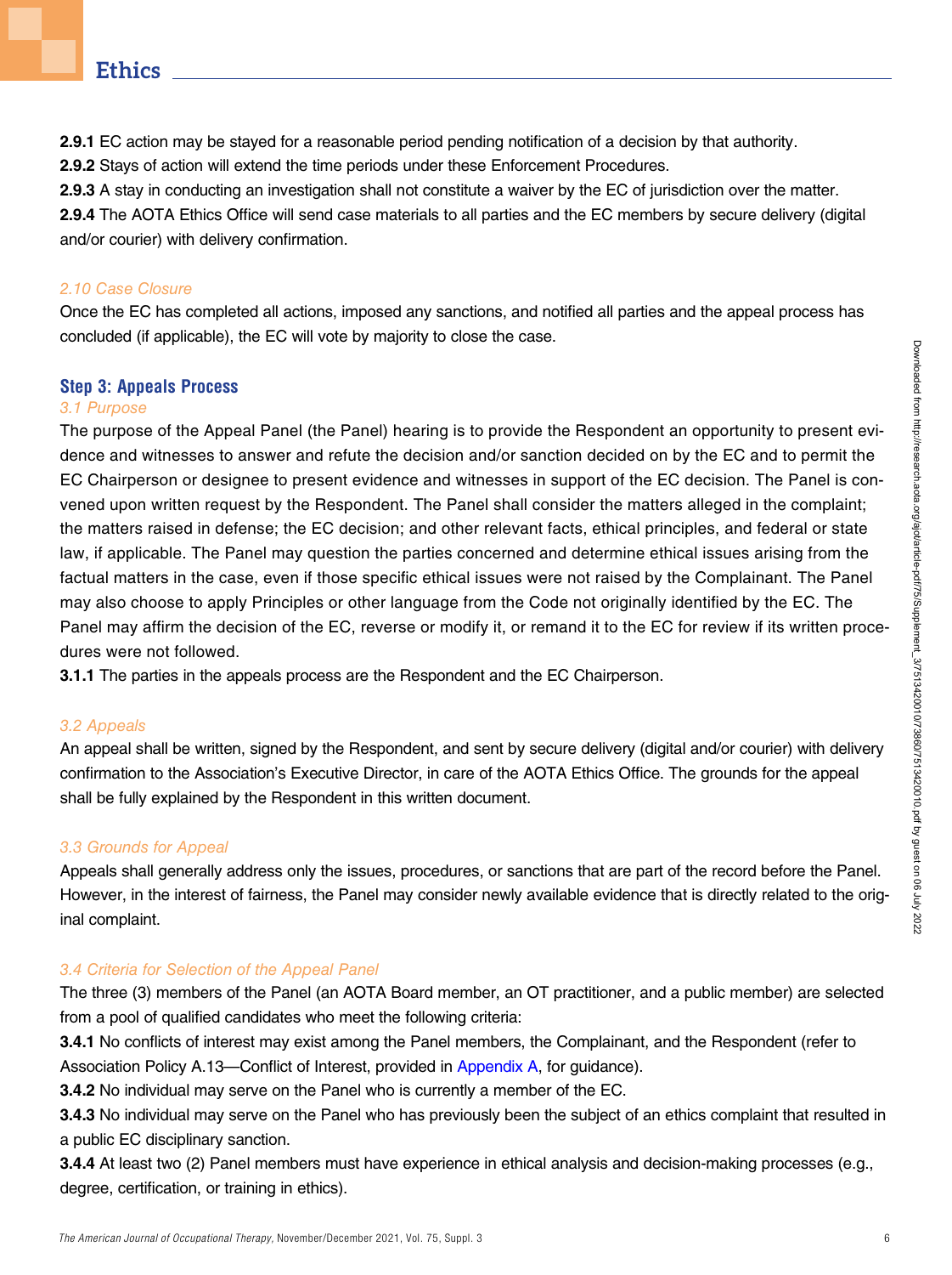**2.9.1** EC action may be stayed for a reasonable period pending notification of a decision by that authority.
**2.9.2** Stays of action will extend the time periods under these Enforcement Procedures.
**2.9.3** A stay in conducting an investigation shall not constitute a waiver by the EC of jurisdiction over the matter.
**2.9.4** The AOTA Ethics Office will send case materials to all parties and the EC members by secure delivery (digital and/or courier) with delivery confirmation.

*2.10 Case Closure*

Once the EC has completed all actions, imposed any sanctions, and notified all parties and the appeal process has concluded (if applicable), the EC will vote by majority to close the case.

## Step 3: Appeals Process

*3.1 Purpose*

The purpose of the Appeal Panel (the Panel) hearing is to provide the Respondent an opportunity to present evidence and witnesses to answer and refute the decision and/or sanction decided on by the EC and to permit the EC Chairperson or designee to present evidence and witnesses in support of the EC decision. The Panel is convened upon written request by the Respondent. The Panel shall consider the matters alleged in the complaint; the matters raised in defense; the EC decision; and other relevant facts, ethical principles, and federal or state law, if applicable. The Panel may question the parties concerned and determine ethical issues arising from the factual matters in the case, even if those specific ethical issues were not raised by the Complainant. The Panel may also choose to apply Principles or other language from the Code not originally identified by the EC. The Panel may affirm the decision of the EC, reverse or modify it, or remand it to the EC for review if its written procedures were not followed.
**3.1.1** The parties in the appeals process are the Respondent and the EC Chairperson.

*3.2 Appeals*

An appeal shall be written, signed by the Respondent, and sent by secure delivery (digital and/or courier) with delivery confirmation to the Association's Executive Director, in care of the AOTA Ethics Office. The grounds for the appeal shall be fully explained by the Respondent in this written document.

*3.3 Grounds for Appeal*

Appeals shall generally address only the issues, procedures, or sanctions that are part of the record before the Panel. However, in the interest of fairness, the Panel may consider newly available evidence that is directly related to the original complaint.

*3.4 Criteria for Selection of the Appeal Panel*

The three (3) members of the Panel (an AOTA Board member, an OT practitioner, and a public member) are selected from a pool of qualified candidates who meet the following criteria:
**3.4.1** No conflicts of interest may exist among the Panel members, the Complainant, and the Respondent (refer to Association Policy A.13—Conflict of Interest, provided in Appendix A, for guidance).
**3.4.2** No individual may serve on the Panel who is currently a member of the EC.
**3.4.3** No individual may serve on the Panel who has previously been the subject of an ethics complaint that resulted in a public EC disciplinary sanction.
**3.4.4** At least two (2) Panel members must have experience in ethical analysis and decision-making processes (e.g., degree, certification, or training in ethics).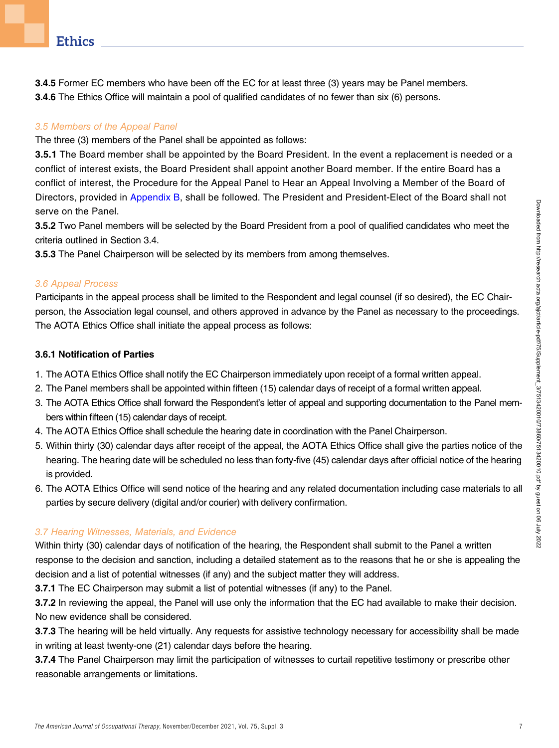**3.4.5** Former EC members who have been off the EC for at least three (3) years may be Panel members.

**3.4.6** The Ethics Office will maintain a pool of qualified candidates of no fewer than six (6) persons.

### *3.5 Members of the Appeal Panel*

The three (3) members of the Panel shall be appointed as follows:

**3.5.1** The Board member shall be appointed by the Board President. In the event a replacement is needed or a conflict of interest exists, the Board President shall appoint another Board member. If the entire Board has a conflict of interest, the Procedure for the Appeal Panel to Hear an Appeal Involving a Member of the Board of Directors, provided in Appendix B, shall be followed. The President and President-Elect of the Board shall not serve on the Panel.

**3.5.2** Two Panel members will be selected by the Board President from a pool of qualified candidates who meet the criteria outlined in Section 3.4.

**3.5.3** The Panel Chairperson will be selected by its members from among themselves.

### *3.6 Appeal Process*

Participants in the appeal process shall be limited to the Respondent and legal counsel (if so desired), the EC Chairperson, the Association legal counsel, and others approved in advance by the Panel as necessary to the proceedings. The AOTA Ethics Office shall initiate the appeal process as follows:

#### 3.6.1 Notification of Parties

1. The AOTA Ethics Office shall notify the EC Chairperson immediately upon receipt of a formal written appeal.
2. The Panel members shall be appointed within fifteen (15) calendar days of receipt of a formal written appeal.
3. The AOTA Ethics Office shall forward the Respondent's letter of appeal and supporting documentation to the Panel members within fifteen (15) calendar days of receipt.
4. The AOTA Ethics Office shall schedule the hearing date in coordination with the Panel Chairperson.
5. Within thirty (30) calendar days after receipt of the appeal, the AOTA Ethics Office shall give the parties notice of the hearing. The hearing date will be scheduled no less than forty-five (45) calendar days after official notice of the hearing is provided.
6. The AOTA Ethics Office will send notice of the hearing and any related documentation including case materials to all parties by secure delivery (digital and/or courier) with delivery confirmation.

### *3.7 Hearing Witnesses, Materials, and Evidence*

Within thirty (30) calendar days of notification of the hearing, the Respondent shall submit to the Panel a written response to the decision and sanction, including a detailed statement as to the reasons that he or she is appealing the decision and a list of potential witnesses (if any) and the subject matter they will address.

**3.7.1** The EC Chairperson may submit a list of potential witnesses (if any) to the Panel.

**3.7.2** In reviewing the appeal, the Panel will use only the information that the EC had available to make their decision. No new evidence shall be considered.

**3.7.3** The hearing will be held virtually. Any requests for assistive technology necessary for accessibility shall be made in writing at least twenty-one (21) calendar days before the hearing.

**3.7.4** The Panel Chairperson may limit the participation of witnesses to curtail repetitive testimony or prescribe other reasonable arrangements or limitations.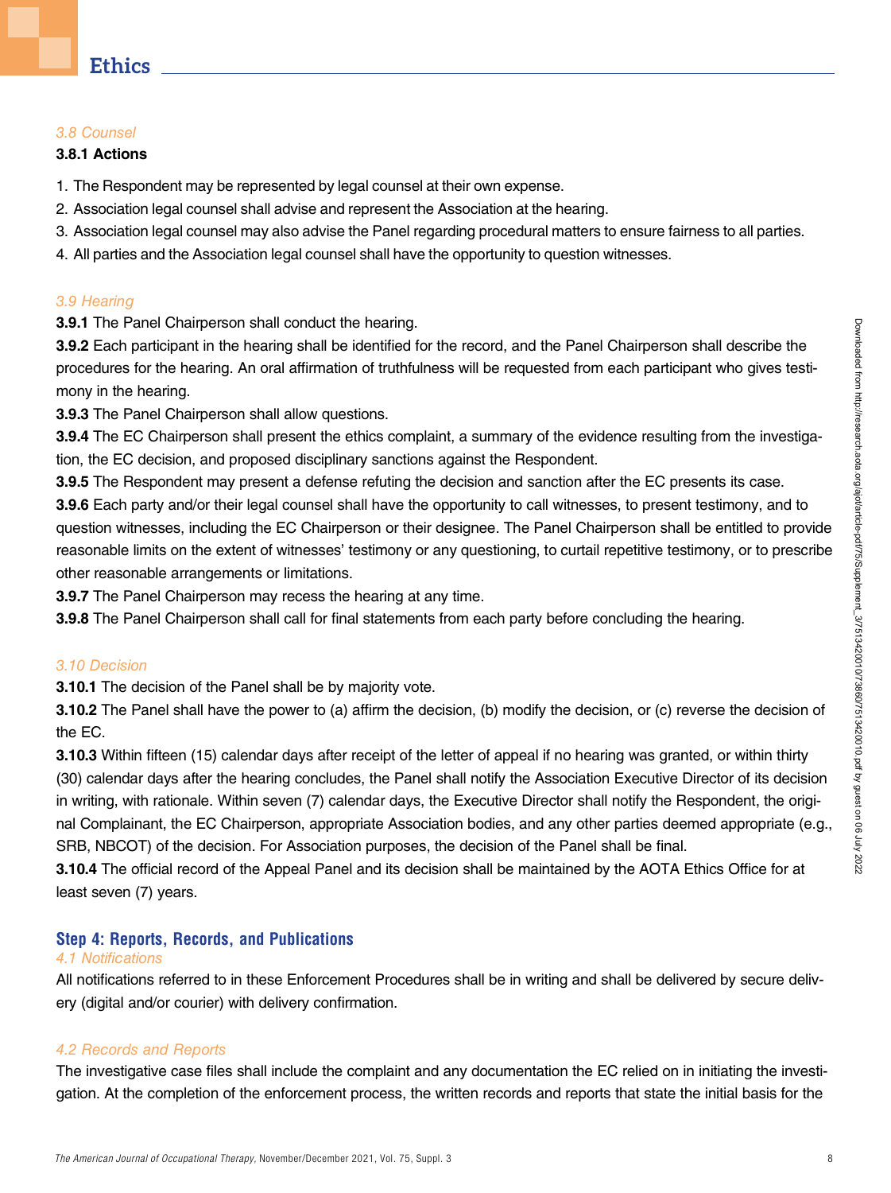*3.8 Counsel*

**3.8.1 Actions**

1. The Respondent may be represented by legal counsel at their own expense.
2. Association legal counsel shall advise and represent the Association at the hearing.
3. Association legal counsel may also advise the Panel regarding procedural matters to ensure fairness to all parties.
4. All parties and the Association legal counsel shall have the opportunity to question witnesses.

*3.9 Hearing*

**3.9.1** The Panel Chairperson shall conduct the hearing.

**3.9.2** Each participant in the hearing shall be identified for the record, and the Panel Chairperson shall describe the procedures for the hearing. An oral affirmation of truthfulness will be requested from each participant who gives testimony in the hearing.

**3.9.3** The Panel Chairperson shall allow questions.

**3.9.4** The EC Chairperson shall present the ethics complaint, a summary of the evidence resulting from the investigation, the EC decision, and proposed disciplinary sanctions against the Respondent.

**3.9.5** The Respondent may present a defense refuting the decision and sanction after the EC presents its case.

**3.9.6** Each party and/or their legal counsel shall have the opportunity to call witnesses, to present testimony, and to question witnesses, including the EC Chairperson or their designee. The Panel Chairperson shall be entitled to provide reasonable limits on the extent of witnesses' testimony or any questioning, to curtail repetitive testimony, or to prescribe other reasonable arrangements or limitations.

**3.9.7** The Panel Chairperson may recess the hearing at any time.

**3.9.8** The Panel Chairperson shall call for final statements from each party before concluding the hearing.

*3.10 Decision*

**3.10.1** The decision of the Panel shall be by majority vote.

**3.10.2** The Panel shall have the power to (a) affirm the decision, (b) modify the decision, or (c) reverse the decision of the EC.

**3.10.3** Within fifteen (15) calendar days after receipt of the letter of appeal if no hearing was granted, or within thirty (30) calendar days after the hearing concludes, the Panel shall notify the Association Executive Director of its decision in writing, with rationale. Within seven (7) calendar days, the Executive Director shall notify the Respondent, the original Complainant, the EC Chairperson, appropriate Association bodies, and any other parties deemed appropriate (e.g., SRB, NBCOT) of the decision. For Association purposes, the decision of the Panel shall be final.

**3.10.4** The official record of the Appeal Panel and its decision shall be maintained by the AOTA Ethics Office for at least seven (7) years.

## Step 4: Reports, Records, and Publications

*4.1 Notifications*

All notifications referred to in these Enforcement Procedures shall be in writing and shall be delivered by secure delivery (digital and/or courier) with delivery confirmation.

*4.2 Records and Reports*

The investigative case files shall include the complaint and any documentation the EC relied on in initiating the investigation. At the completion of the enforcement process, the written records and reports that state the initial basis for the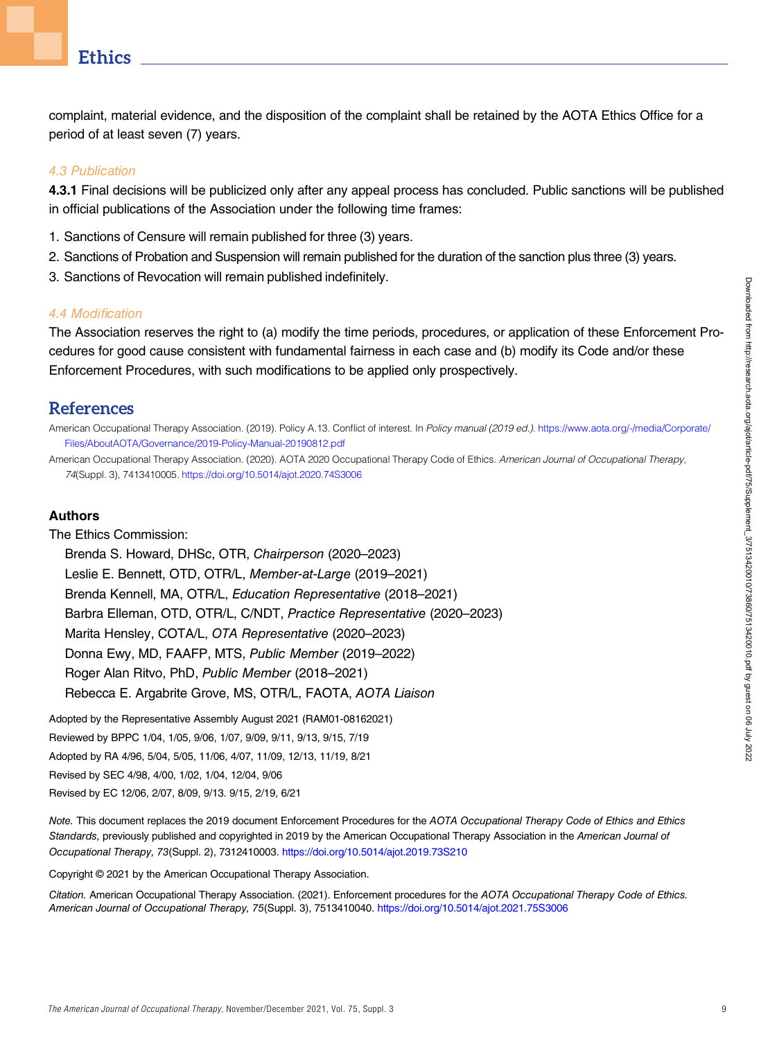complaint, material evidence, and the disposition of the complaint shall be retained by the AOTA Ethics Office for a period of at least seven (7) years.

### *4.3 Publication*

**4.3.1** Final decisions will be publicized only after any appeal process has concluded. Public sanctions will be published in official publications of the Association under the following time frames:

1. Sanctions of Censure will remain published for three (3) years.
2. Sanctions of Probation and Suspension will remain published for the duration of the sanction plus three (3) years.
3. Sanctions of Revocation will remain published indefinitely.

### *4.4 Modification*

The Association reserves the right to (a) modify the time periods, procedures, or application of these Enforcement Procedures for good cause consistent with fundamental fairness in each case and (b) modify its Code and/or these Enforcement Procedures, with such modifications to be applied only prospectively.

## References

American Occupational Therapy Association. (2019). Policy A.13. Conflict of interest. In *Policy manual (2019 ed.).* https://www.aota.org/-/media/Corporate/Files/AboutAOTA/Governance/2019-Policy-Manual-20190812.pdf

American Occupational Therapy Association. (2020). AOTA 2020 Occupational Therapy Code of Ethics. *American Journal of Occupational Therapy*, *74*(Suppl. 3), 7413410005. https://doi.org/10.5014/ajot.2020.74S3006

**Authors**

The Ethics Commission:

Brenda S. Howard, DHSc, OTR, *Chairperson* (2020–2023)
Leslie E. Bennett, OTD, OTR/L, *Member-at-Large* (2019–2021)
Brenda Kennell, MA, OTR/L, *Education Representative* (2018–2021)
Barbra Elleman, OTD, OTR/L, C/NDT, *Practice Representative* (2020–2023)
Marita Hensley, COTA/L, *OTA Representative* (2020–2023)
Donna Ewy, MD, FAAFP, MTS, *Public Member* (2019–2022)
Roger Alan Ritvo, PhD, *Public Member* (2018–2021)
Rebecca E. Argabrite Grove, MS, OTR/L, FAOTA, *AOTA Liaison*

Adopted by the Representative Assembly August 2021 (RAM01-08162021)
Reviewed by BPPC 1/04, 1/05, 9/06, 1/07, 9/09, 9/11, 9/13, 9/15, 7/19
Adopted by RA 4/96, 5/04, 5/05, 11/06, 4/07, 11/09, 12/13, 11/19, 8/21
Revised by SEC 4/98, 4/00, 1/02, 1/04, 12/04, 9/06
Revised by EC 12/06, 2/07, 8/09, 9/13. 9/15, 2/19, 6/21

*Note.* This document replaces the 2019 document Enforcement Procedures for the *AOTA Occupational Therapy Code of Ethics and Ethics Standards,* previously published and copyrighted in 2019 by the American Occupational Therapy Association in the *American Journal of Occupational Therapy, 73*(Suppl. 2), 7312410003. https://doi.org/10.5014/ajot.2019.73S210

Copyright © 2021 by the American Occupational Therapy Association.

*Citation.* American Occupational Therapy Association. (2021). Enforcement procedures for the *AOTA Occupational Therapy Code of Ethics. American Journal of Occupational Therapy, 75*(Suppl. 3), 7513410040. https://doi.org/10.5014/ajot.2021.75S3006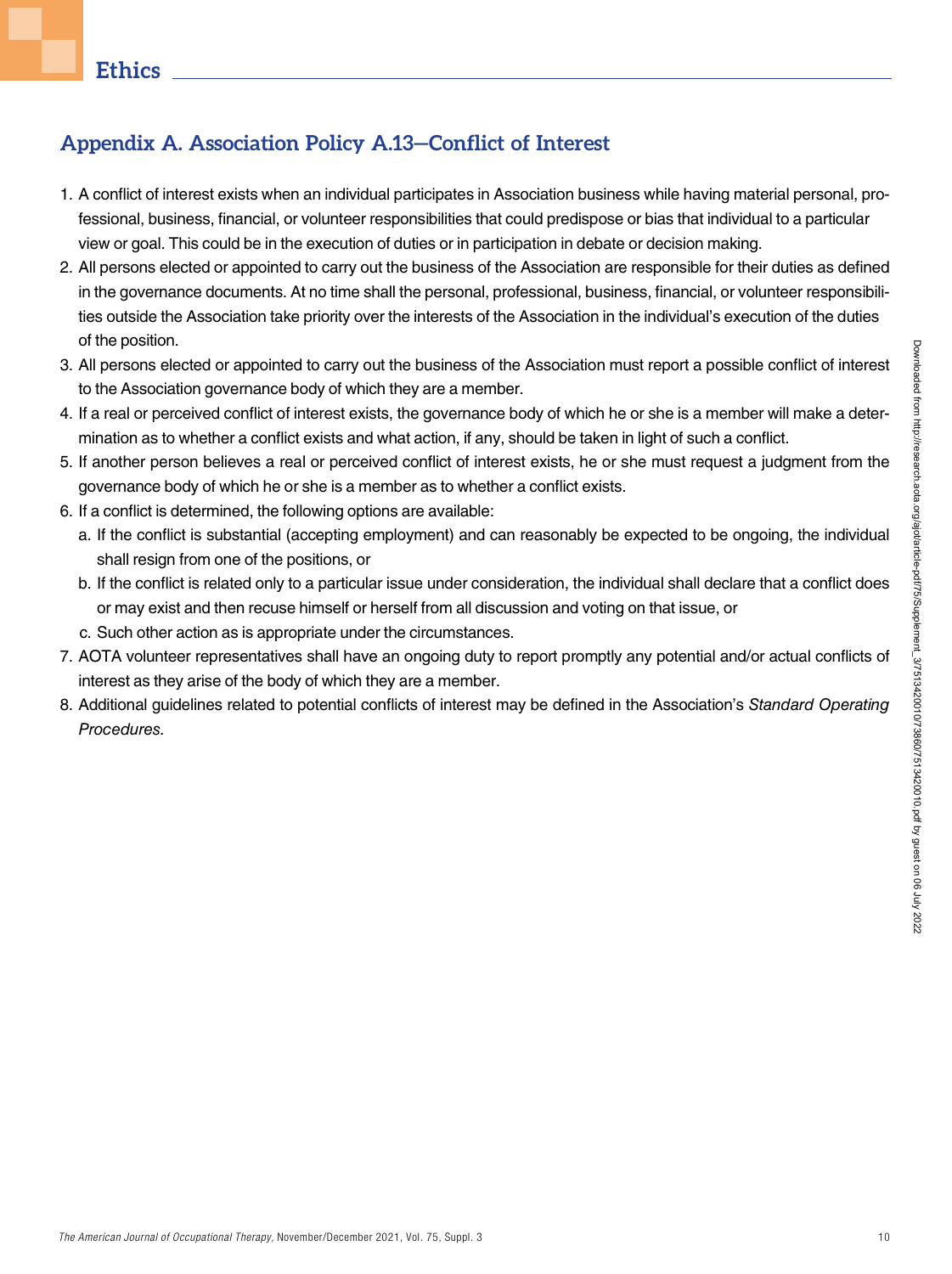## Appendix A. Association Policy A.13—Conflict of Interest

1. A conflict of interest exists when an individual participates in Association business while having material personal, professional, business, financial, or volunteer responsibilities that could predispose or bias that individual to a particular view or goal. This could be in the execution of duties or in participation in debate or decision making.
2. All persons elected or appointed to carry out the business of the Association are responsible for their duties as defined in the governance documents. At no time shall the personal, professional, business, financial, or volunteer responsibilities outside the Association take priority over the interests of the Association in the individual's execution of the duties of the position.
3. All persons elected or appointed to carry out the business of the Association must report a possible conflict of interest to the Association governance body of which they are a member.
4. If a real or perceived conflict of interest exists, the governance body of which he or she is a member will make a determination as to whether a conflict exists and what action, if any, should be taken in light of such a conflict.
5. If another person believes a real or perceived conflict of interest exists, he or she must request a judgment from the governance body of which he or she is a member as to whether a conflict exists.
6. If a conflict is determined, the following options are available:
   a. If the conflict is substantial (accepting employment) and can reasonably be expected to be ongoing, the individual shall resign from one of the positions, or
   b. If the conflict is related only to a particular issue under consideration, the individual shall declare that a conflict does or may exist and then recuse himself or herself from all discussion and voting on that issue, or
   c. Such other action as is appropriate under the circumstances.
7. AOTA volunteer representatives shall have an ongoing duty to report promptly any potential and/or actual conflicts of interest as they arise of the body of which they are a member.
8. Additional guidelines related to potential conflicts of interest may be defined in the Association's *Standard Operating Procedures.*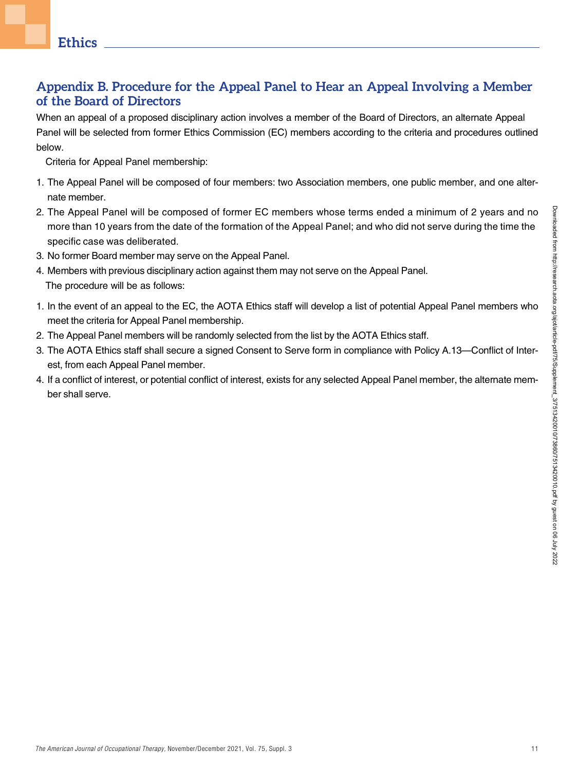## Appendix B. Procedure for the Appeal Panel to Hear an Appeal Involving a Member of the Board of Directors

When an appeal of a proposed disciplinary action involves a member of the Board of Directors, an alternate Appeal Panel will be selected from former Ethics Commission (EC) members according to the criteria and procedures outlined below.

Criteria for Appeal Panel membership:

1. The Appeal Panel will be composed of four members: two Association members, one public member, and one alternate member.
2. The Appeal Panel will be composed of former EC members whose terms ended a minimum of 2 years and no more than 10 years from the date of the formation of the Appeal Panel; and who did not serve during the time the specific case was deliberated.
3. No former Board member may serve on the Appeal Panel.
4. Members with previous disciplinary action against them may not serve on the Appeal Panel.

The procedure will be as follows:

1. In the event of an appeal to the EC, the AOTA Ethics staff will develop a list of potential Appeal Panel members who meet the criteria for Appeal Panel membership.
2. The Appeal Panel members will be randomly selected from the list by the AOTA Ethics staff.
3. The AOTA Ethics staff shall secure a signed Consent to Serve form in compliance with Policy A.13—Conflict of Interest, from each Appeal Panel member.
4. If a conflict of interest, or potential conflict of interest, exists for any selected Appeal Panel member, the alternate member shall serve.